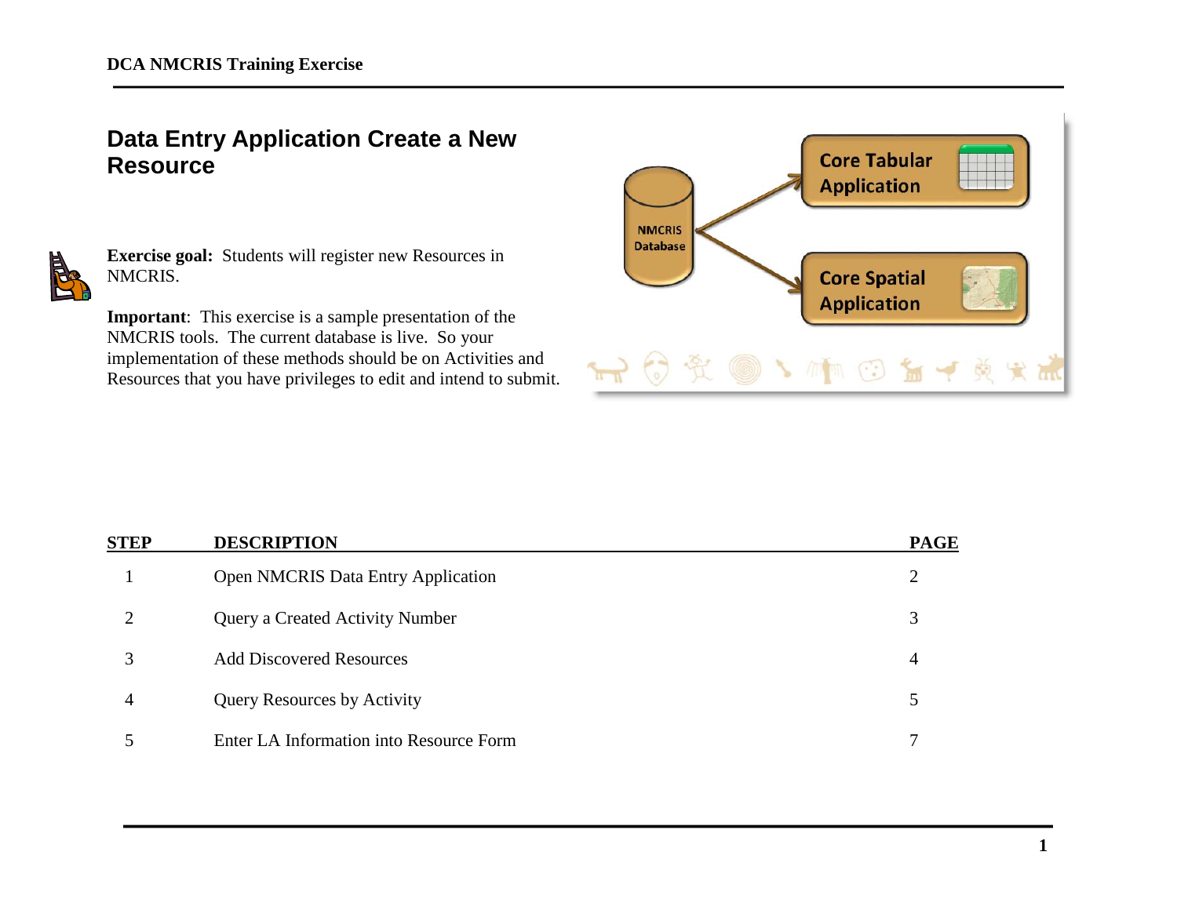# Data Entry Application Create a New Resource

**Exercise goal:** Students will register new Resources in NMCRIS.

**Important**: This exercise is a sample presentation of the NMCRIS tools. The current database is live. So your implementation of these methods should be on Activities and Resources that you have privileges to edit and intend to submit.

| STEP | DESCRIPTION | PAGE |
|---|---|---|
| 1 | Open NMCRIS Data Entry Application | 2 |
| 2 | Query a Created Activity Number | 3 |
| 3 | Add Discovered Resources | 4 |
| 4 | Query Resources by Activity | 5 |
| 5 | Enter LA Information into Resource Form | 7 |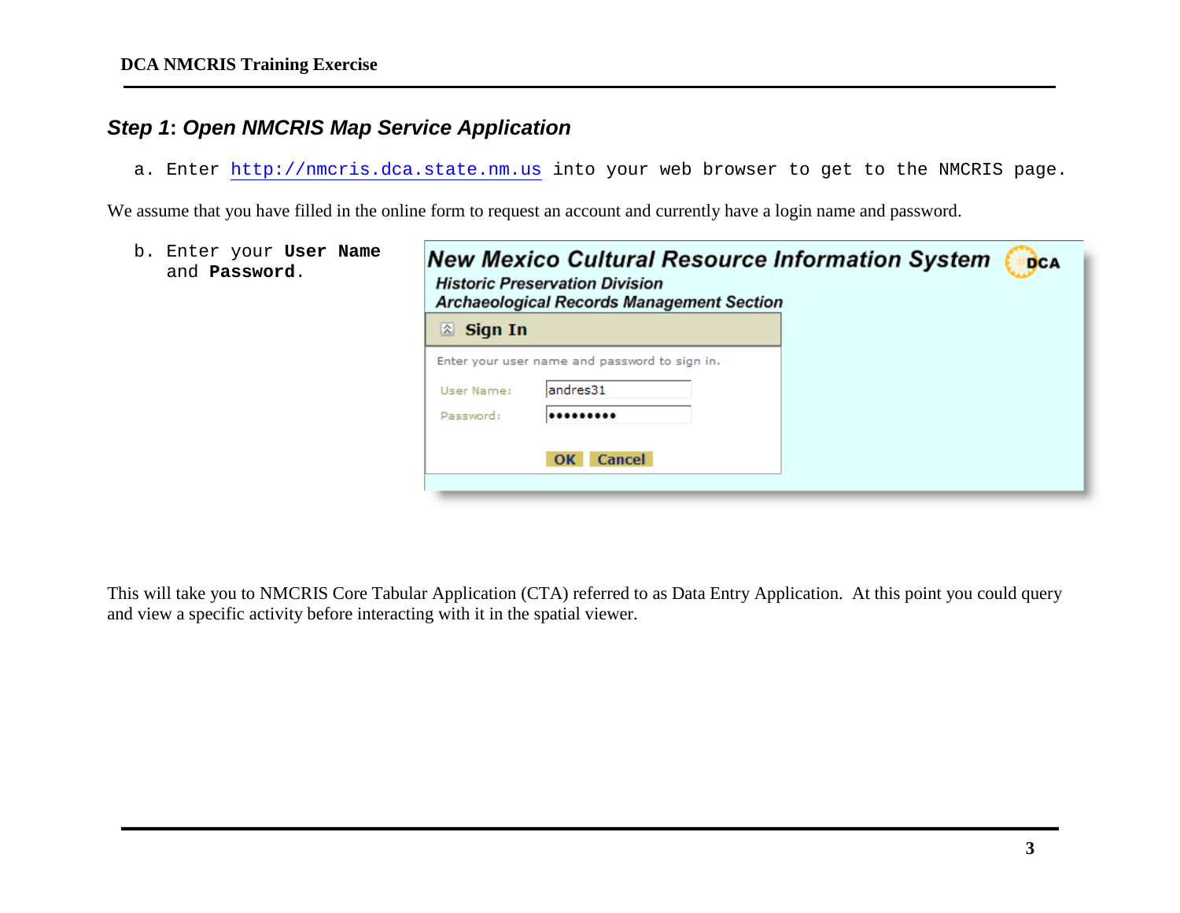## *Step 1: Open NMCRIS Map Service Application*

a. Enter http://nmcris.dca.state.nm.us into your web browser to get to the NMCRIS page.

We assume that you have filled in the online form to request an account and currently have a login name and password.

b. Enter your **User Name** and **Password**.

This will take you to NMCRIS Core Tabular Application (CTA) referred to as Data Entry Application. At this point you could query and view a specific activity before interacting with it in the spatial viewer.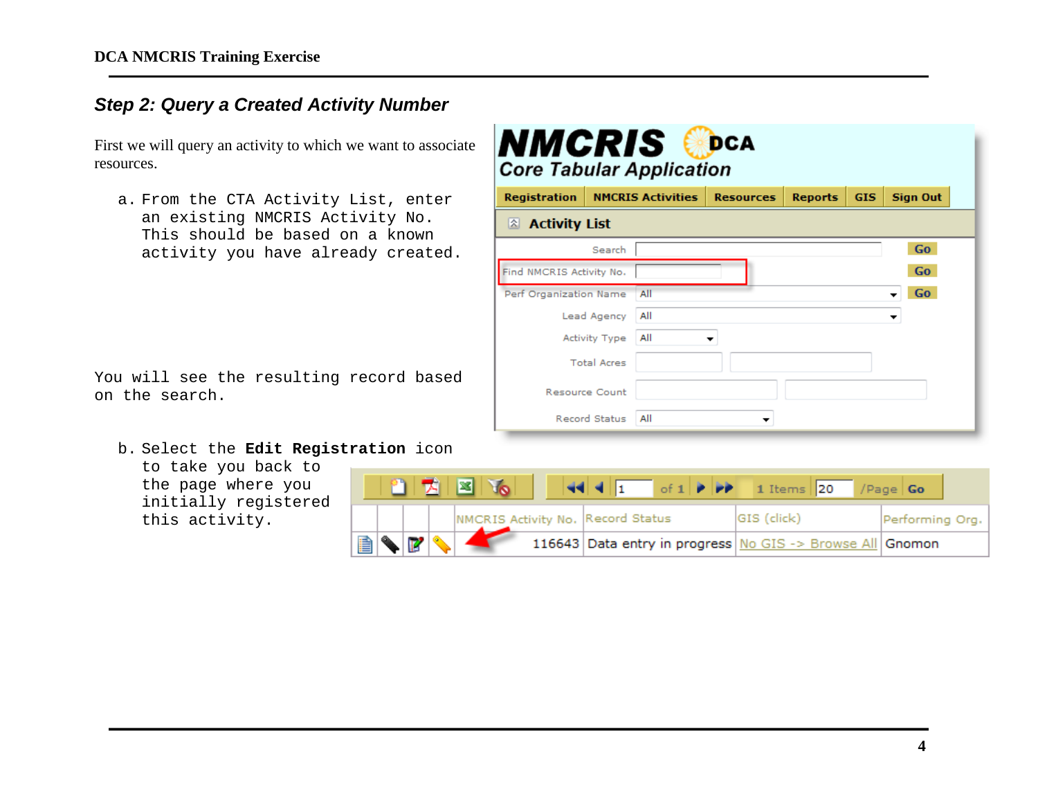## Step 2: Query a Created Activity Number

First we will query an activity to which we want to associate resources.

a. From the CTA Activity List, enter an existing NMCRIS Activity No. This should be based on a known activity you have already created.

You will see the resulting record based on the search.

b. Select the **Edit Registration** icon to take you back to the page where you initially registered this activity.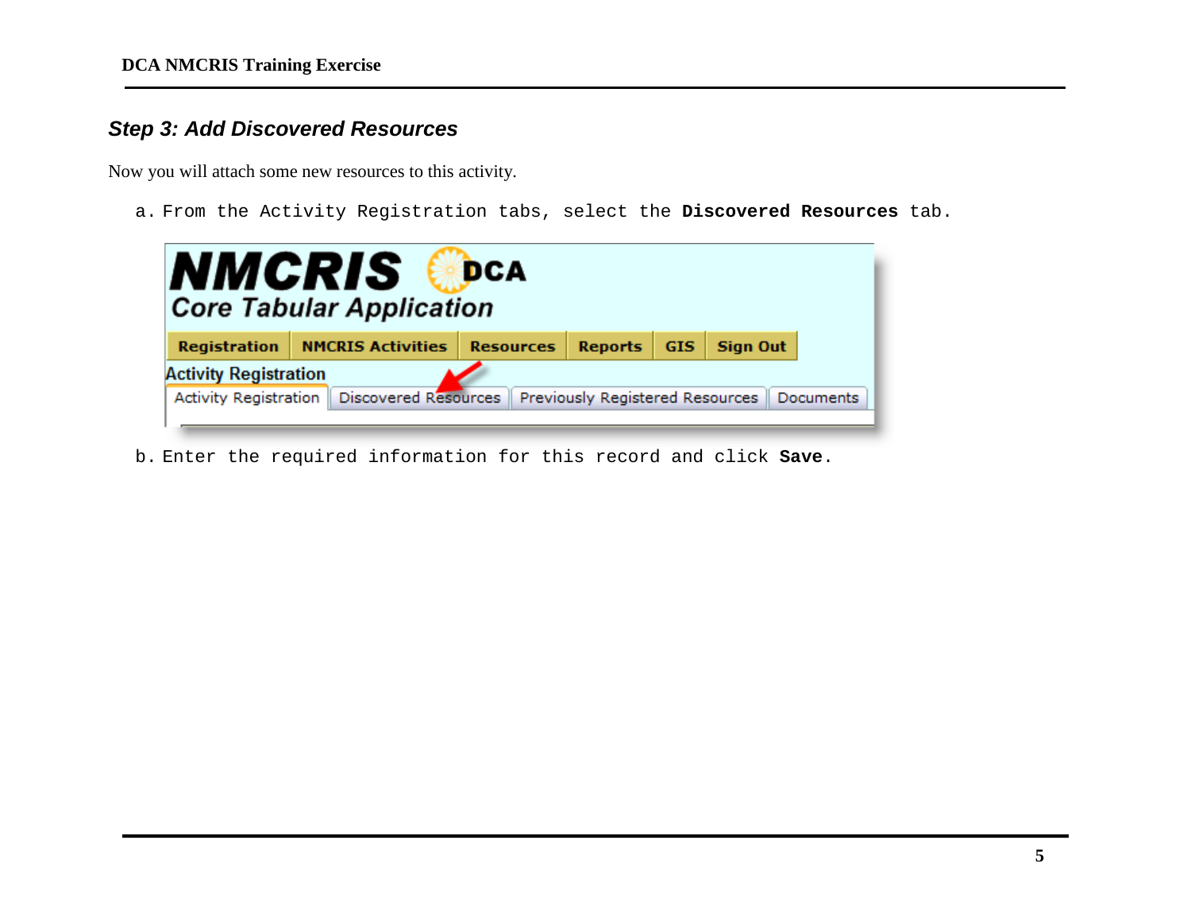### *Step 3: Add Discovered Resources*

Now you will attach some new resources to this activity.

a. From the Activity Registration tabs, select the **Discovered Resources** tab.

b. Enter the required information for this record and click **Save**.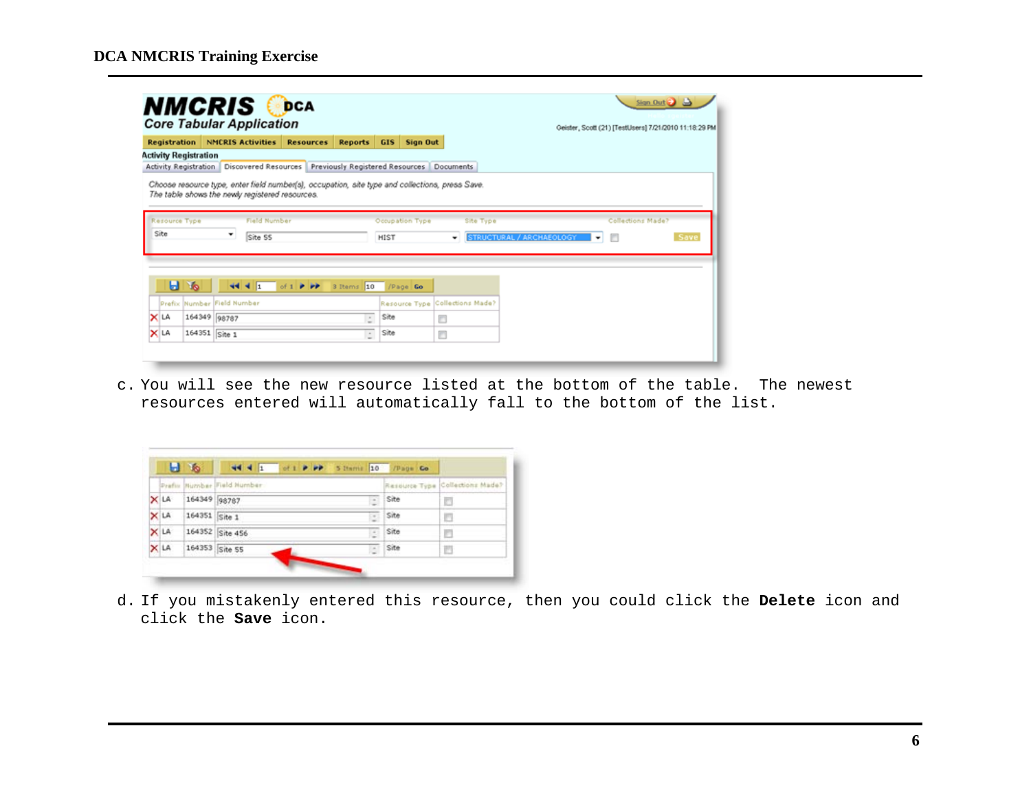c. You will see the new resource listed at the bottom of the table. The newest resources entered will automatically fall to the bottom of the list.

d. If you mistakenly entered this resource, then you could click the **Delete** icon and click the **Save** icon.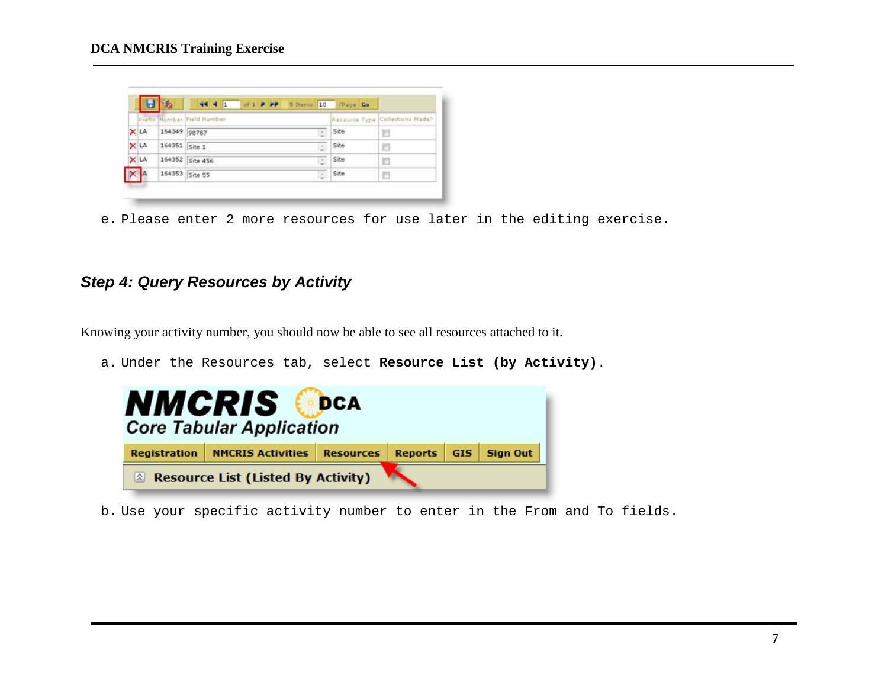e. Please enter 2 more resources for use later in the editing exercise.

### *Step 4: Query Resources by Activity*

Knowing your activity number, you should now be able to see all resources attached to it.

a. Under the Resources tab, select **Resource List (by Activity)**.

b. Use your specific activity number to enter in the From and To fields.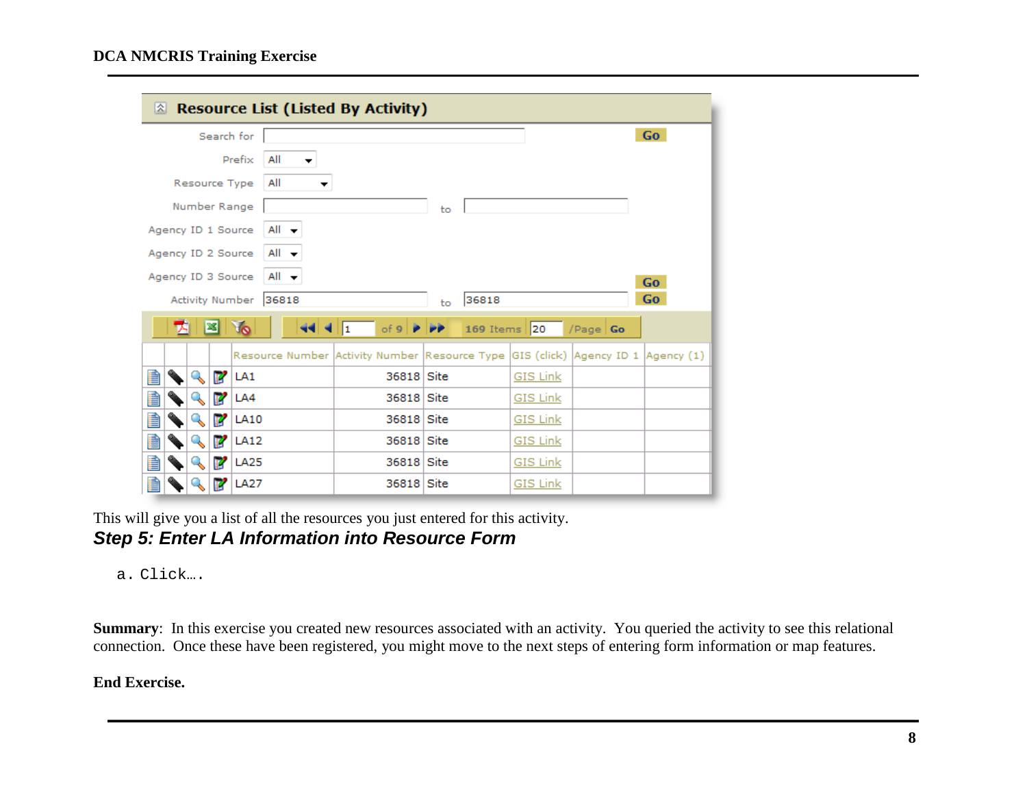**DCA NMCRIS Training Exercise**

**Resource List (Listed By Activity)**

Search for [ ] Go

Prefix: All

Resource Type: All

Number Range [ ] to [ ]

Agency ID 1 Source: All

Agency ID 2 Source: All

Agency ID 3 Source: All — Go

Activity Number: 36818 to 36818 — Go

1 of 9 — 169 Items — 20 /Page — Go

| | | | | Resource Number | Activity Number | Resource Type | GIS (click) | Agency ID 1 | Agency (1) |
|---|---|---|---|---|---|---|---|---|---|
| | | | | LA1 | 36818 | Site | GIS Link | | |
| | | | | LA4 | 36818 | Site | GIS Link | | |
| | | | | LA10 | 36818 | Site | GIS Link | | |
| | | | | LA12 | 36818 | Site | GIS Link | | |
| | | | | LA25 | 36818 | Site | GIS Link | | |
| | | | | LA27 | 36818 | Site | GIS Link | | |

This will give you a list of all the resources you just entered for this activity.

### *Step 5: Enter LA Information into Resource Form*

a. Click….

**Summary**: In this exercise you created new resources associated with an activity. You queried the activity to see this relational connection. Once these have been registered, you might move to the next steps of entering form information or map features.

**End Exercise.**